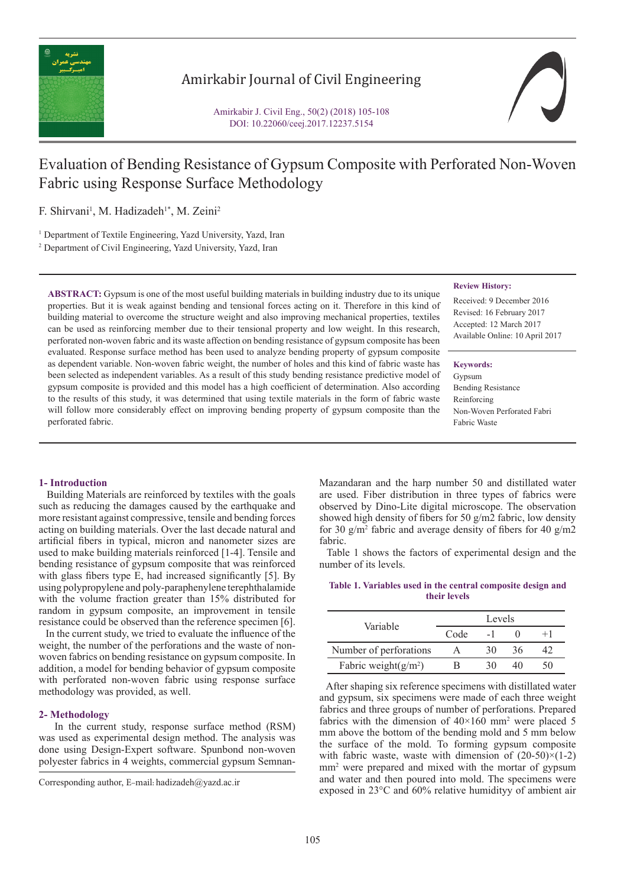# Evaluation of Bending Resistance of Gypsum Composite with Perforated Non-Woven Fabric using Response Surface Methodology

F. Shirvani[1], M. Hadizadeh[1*], M. Zeini[2]

[1] Department of Textile Engineering, Yazd University, Yazd, Iran

[2] Department of Civil Engineering, Yazd University, Yazd, Iran

**ABSTRACT:** Gypsum is one of the most useful building materials in building industry due to its unique properties. But it is weak against bending and tensional forces acting on it. Therefore in this kind of building material to overcome the structure weight and also improving mechanical properties, textiles can be used as reinforcing member due to their tensional property and low weight. In this research, perforated non-woven fabric and its waste affection on bending resistance of gypsum composite has been evaluated. Response surface method has been used to analyze bending property of gypsum composite as dependent variable. Non-woven fabric weight, the number of holes and this kind of fabric waste has been selected as independent variables. As a result of this study bending resistance predictive model of gypsum composite is provided and this model has a high coefficient of determination. Also according to the results of this study, it was determined that using textile materials in the form of fabric waste will follow more considerably effect on improving bending property of gypsum composite than the perforated fabric.

**Review History:**

Received: 9 December 2016

Revised: 16 February 2017

Accepted: 12 March 2017

Available Online: 10 April 2017

**Keywords:**

Gypsum

Bending Resistance

Reinforcing

Non-Woven Perforated Fabri

Fabric Waste

## 1- Introduction

Building Materials are reinforced by textiles with the goals such as reducing the damages caused by the earthquake and more resistant against compressive, tensile and bending forces acting on building materials. Over the last decade natural and artificial fibers in typical, micron and nanometer sizes are used to make building materials reinforced [1-4]. Tensile and bending resistance of gypsum composite that was reinforced with glass fibers type E, had increased significantly [5]. By using polypropylene and poly-paraphenylene terephthalamide with the volume fraction greater than 15% distributed for random in gypsum composite, an improvement in tensile resistance could be observed than the reference specimen [6].

In the current study, we tried to evaluate the influence of the weight, the number of the perforations and the waste of non-woven fabrics on bending resistance on gypsum composite. In addition, a model for bending behavior of gypsum composite with perforated non-woven fabric using response surface methodology was provided, as well.

## 2- Methodology

In the current study, response surface method (RSM) was used as experimental design method. The analysis was done using Design-Expert software. Spunbond non-woven polyester fabrics in 4 weights, commercial gypsum Semnan-Mazandaran and the harp number 50 and distilled water are used. Fiber distribution in three types of fabrics were observed by Dino-Lite digital microscope. The observation showed high density of fibers for 50 g/m2 fabric, low density for 30 $g/m^2$ fabric and average density of fibers for 40 g/m2 fabric.

Table 1 shows the factors of experimental design and the number of its levels.

**Table 1. Variables used in the central composite design and their levels**

| Variable | Levels | | | |
|---|---|---|---|---|
| | Code | -1 | 0 | +1 |
| Number of perforations | A | 30 | 36 | 42 |
| Fabric weight($g/m^2$) | B | 30 | 40 | 50 |

After shaping six reference specimens with distillated water and gypsum, six specimens were made of each three weight fabrics and three groups of number of perforations. Prepared fabrics with the dimension of 40×160 $mm^2$ were placed 5 mm above the bottom of the bending mold and 5 mm below the surface of the mold. To forming gypsum composite with fabric waste, waste with dimension of (20-50)×(1-2) $mm^2$ were prepared and mixed with the mortar of gypsum and water and then poured into mold. The specimens were exposed in 23°C and 60% relative humidityy of ambient air

Corresponding author, E-mail: hadizadeh@yazd.ac.ir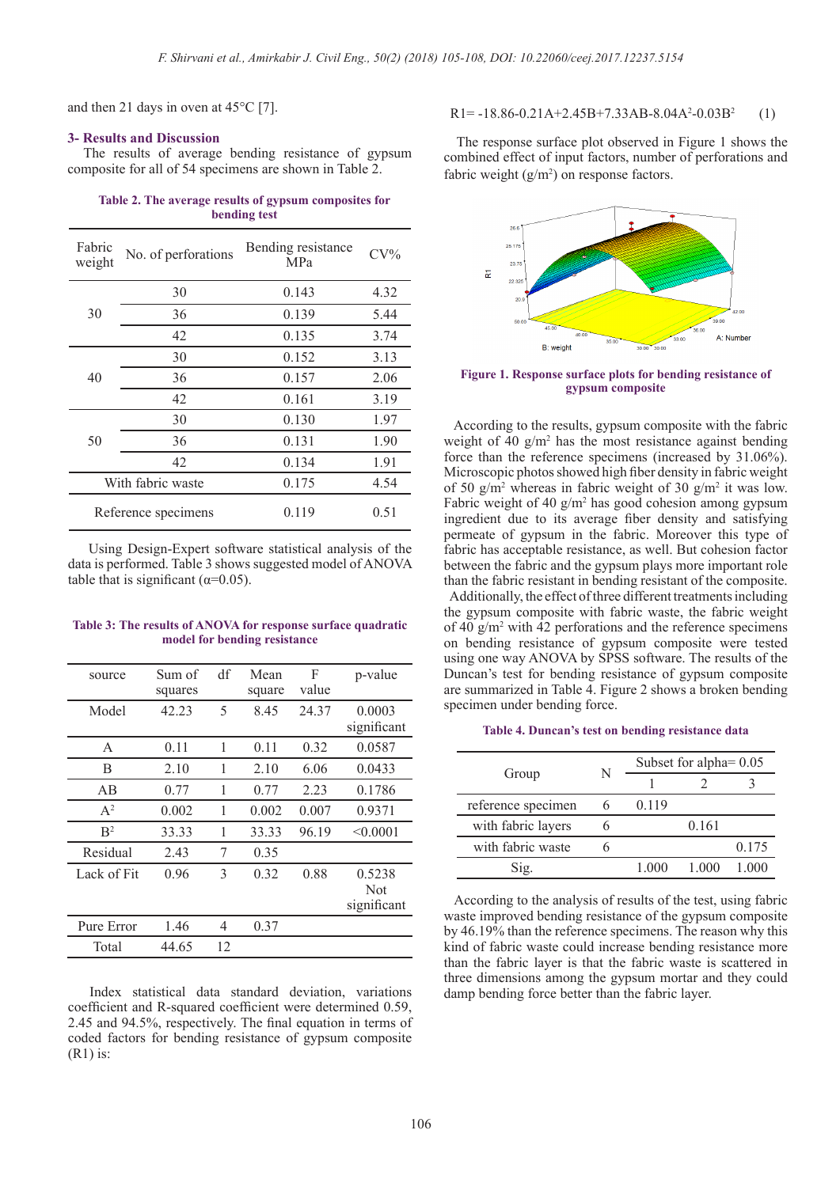and then 21 days in oven at 45°C [7].

### 3- Results and Discussion

The results of average bending resistance of gypsum composite for all of 54 specimens are shown in Table 2.

**Table 2. The average results of gypsum composites for bending test**

| Fabric weight | No. of perforations | Bending resistance MPa | CV% |
|---|---|---|---|
| 30 | 30 | 0.143 | 4.32 |
| | 36 | 0.139 | 5.44 |
| | 42 | 0.135 | 3.74 |
| 40 | 30 | 0.152 | 3.13 |
| | 36 | 0.157 | 2.06 |
| | 42 | 0.161 | 3.19 |
| 50 | 30 | 0.130 | 1.97 |
| | 36 | 0.131 | 1.90 |
| | 42 | 0.134 | 1.91 |
| With fabric waste | | 0.175 | 4.54 |
| Reference specimens | | 0.119 | 0.51 |

Using Design-Expert software statistical analysis of the data is performed. Table 3 shows suggested model of ANOVA table that is significant (α=0.05).

**Table 3: The results of ANOVA for response surface quadratic model for bending resistance**

| source | Sum of squares | df | Mean square | F value | p-value |
|---|---|---|---|---|---|
| Model | 42.23 | 5 | 8.45 | 24.37 | 0.0003 significant |
| A | 0.11 | 1 | 0.11 | 0.32 | 0.0587 |
| B | 2.10 | 1 | 2.10 | 6.06 | 0.0433 |
| AB | 0.77 | 1 | 0.77 | 2.23 | 0.1786 |
| $A^2$ | 0.002 | 1 | 0.002 | 0.007 | 0.9371 |
| $B^2$ | 33.33 | 1 | 33.33 | 96.19 | <0.0001 |
| Residual | 2.43 | 7 | 0.35 | | |
| Lack of Fit | 0.96 | 3 | 0.32 | 0.88 | 0.5238 Not significant |
| Pure Error | 1.46 | 4 | 0.37 | | |
| Total | 44.65 | 12 | | | |

Index statistical data standard deviation, variations coefficient and R-squared coefficient were determined 0.59, 2.45 and 94.5%, respectively. The final equation in terms of coded factors for bending resistance of gypsum composite (R1) is:

$$R1 = -18.86 - 0.21A + 2.45B + 7.33AB - 8.04A^2 - 0.03B^2 \quad (1)$$

The response surface plot observed in Figure 1 shows the combined effect of input factors, number of perforations and fabric weight ($g/m^2$) on response factors.

**Figure 1. Response surface plots for bending resistance of gypsum composite**

According to the results, gypsum composite with the fabric weight of 40 $g/m^2$ has the most resistance against bending force than the reference specimens (increased by 31.06%). Microscopic photos showed high fiber density in fabric weight of 50 $g/m^2$ whereas in fabric weight of 30 $g/m^2$ it was low. Fabric weight of 40 $g/m^2$ has good cohesion among gypsum ingredient due to its average fiber density and satisfying permeate of gypsum in the fabric. Moreover this type of fabric has acceptable resistance, as well. But cohesion factor between the fabric and the gypsum plays more important role than the fabric resistant in bending resistant of the composite. Additionally, the effect of three different treatments including the gypsum composite with fabric waste, the fabric weight of 40 $g/m^2$ with 42 perforations and the reference specimens on bending resistance of gypsum composite were tested using one way ANOVA by SPSS software. The results of the Duncan's test for bending resistance of gypsum composite are summarized in Table 4. Figure 2 shows a broken bending specimen under bending force.

**Table 4. Duncan's test on bending resistance data**

| Group | N | Subset for alpha= 0.05 | | |
|---|---|---|---|---|
| | | 1 | 2 | 3 |
| reference specimen | 6 | 0.119 | | |
| with fabric layers | 6 | | 0.161 | |
| with fabric waste | 6 | | | 0.175 |
| Sig. | | 1.000 | 1.000 | 1.000 |

According to the analysis of results of the test, using fabric waste improved bending resistance of the gypsum composite by 46.19% than the reference specimens. The reason why this kind of fabric waste could increase bending resistance more than the fabric layer is that the fabric waste is scattered in three dimensions among the gypsum mortar and they could damp bending force better than the fabric layer.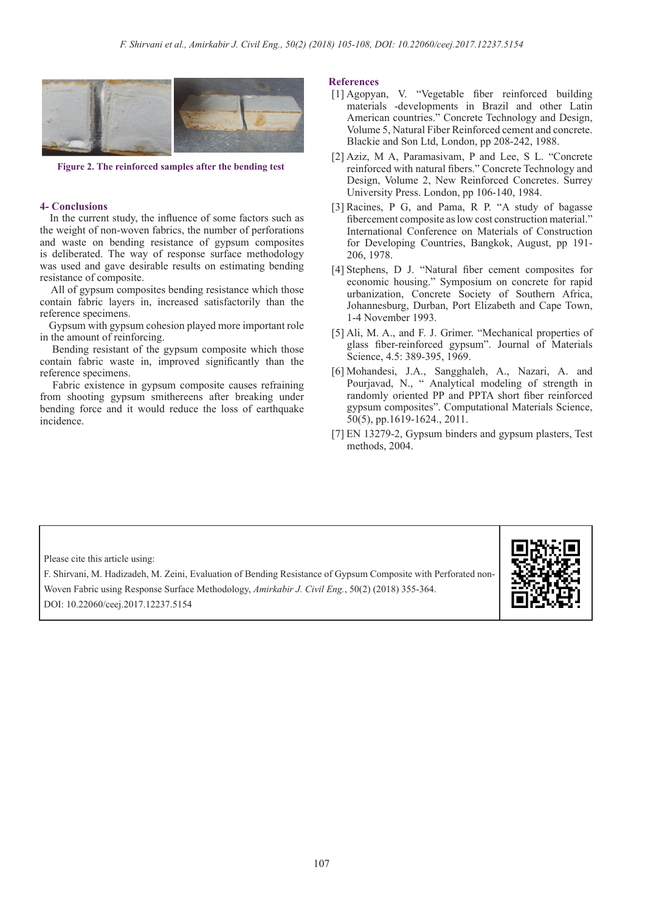Figure 2. The reinforced samples after the bending test

## 4- Conclusions

In the current study, the influence of some factors such as the weight of non-woven fabrics, the number of perforations and waste on bending resistance of gypsum composites is deliberated. The way of response surface methodology was used and gave desirable results on estimating bending resistance of composite.

All of gypsum composites bending resistance which those contain fabric layers in, increased satisfactorily than the reference specimens.

Gypsum with gypsum cohesion played more important role in the amount of reinforcing.

Bending resistant of the gypsum composite which those contain fabric waste in, improved significantly than the reference specimens.

Fabric existence in gypsum composite causes refraining from shooting gypsum smithereens after breaking under bending force and it would reduce the loss of earthquake incidence.

## References

[1] Agopyan, V. "Vegetable fiber reinforced building materials -developments in Brazil and other Latin American countries." Concrete Technology and Design, Volume 5, Natural Fiber Reinforced cement and concrete. Blackie and Son Ltd, London, pp 208-242, 1988.

[2] Aziz, M A, Paramasivam, P and Lee, S L. "Concrete reinforced with natural fibers." Concrete Technology and Design, Volume 2, New Reinforced Concretes. Surrey University Press. London, pp 106-140, 1984.

[3] Racines, P G, and Pama, R P. "A study of bagasse fibercement composite as low cost construction material." International Conference on Materials of Construction for Developing Countries, Bangkok, August, pp 191-206, 1978.

[4] Stephens, D J. "Natural fiber cement composites for economic housing." Symposium on concrete for rapid urbanization, Concrete Society of Southern Africa, Johannesburg, Durban, Port Elizabeth and Cape Town, 1-4 November 1993.

[5] Ali, M. A., and F. J. Grimer. "Mechanical properties of glass fiber-reinforced gypsum". Journal of Materials Science, 4.5: 389-395, 1969.

[6] Mohandesi, J.A., Sangghaleh, A., Nazari, A. and Pourjavad, N., " Analytical modeling of strength in randomly oriented PP and PPTA short fiber reinforced gypsum composites". Computational Materials Science, 50(5), pp.1619-1624., 2011.

[7] EN 13279-2, Gypsum binders and gypsum plasters, Test methods, 2004.

Please cite this article using:

F. Shirvani, M. Hadizadeh, M. Zeini, Evaluation of Bending Resistance of Gypsum Composite with Perforated non-Woven Fabric using Response Surface Methodology, *Amirkabir J. Civil Eng.*, 50(2) (2018) 355-364.

DOI: 10.22060/ceej.2017.12237.5154